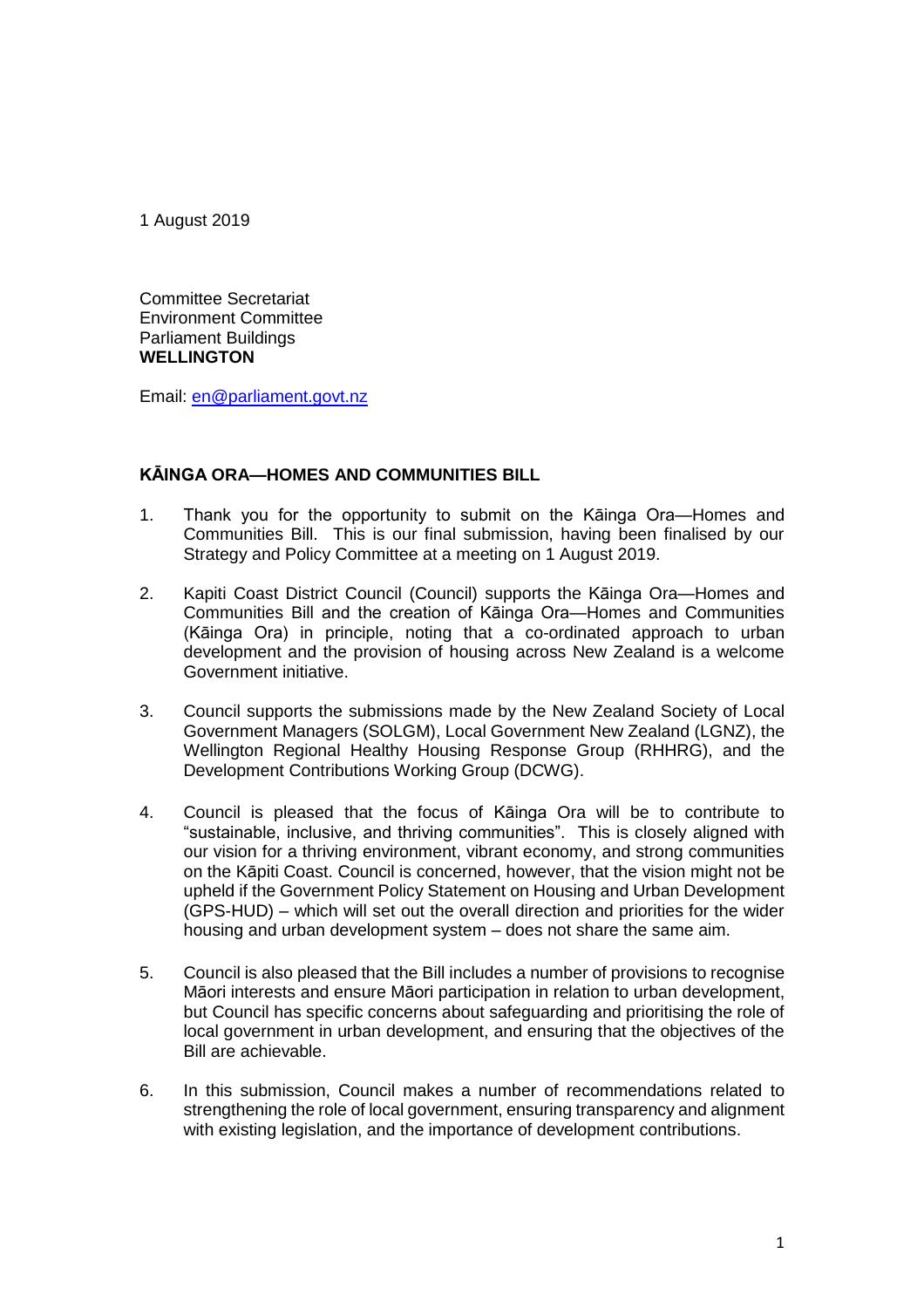1 August 2019

Committee Secretariat
Environment Committee
Parliament Buildings
**WELLINGTON**

Email: en@parliament.govt.nz

**KĀINGA ORA—HOMES AND COMMUNITIES BILL**

1. Thank you for the opportunity to submit on the Kāinga Ora—Homes and Communities Bill. This is our final submission, having been finalised by our Strategy and Policy Committee at a meeting on 1 August 2019.

2. Kapiti Coast District Council (Council) supports the Kāinga Ora—Homes and Communities Bill and the creation of Kāinga Ora—Homes and Communities (Kāinga Ora) in principle, noting that a co-ordinated approach to urban development and the provision of housing across New Zealand is a welcome Government initiative.

3. Council supports the submissions made by the New Zealand Society of Local Government Managers (SOLGM), Local Government New Zealand (LGNZ), the Wellington Regional Healthy Housing Response Group (RHHRG), and the Development Contributions Working Group (DCWG).

4. Council is pleased that the focus of Kāinga Ora will be to contribute to "sustainable, inclusive, and thriving communities". This is closely aligned with our vision for a thriving environment, vibrant economy, and strong communities on the Kāpiti Coast. Council is concerned, however, that the vision might not be upheld if the Government Policy Statement on Housing and Urban Development (GPS-HUD) – which will set out the overall direction and priorities for the wider housing and urban development system – does not share the same aim.

5. Council is also pleased that the Bill includes a number of provisions to recognise Māori interests and ensure Māori participation in relation to urban development, but Council has specific concerns about safeguarding and prioritising the role of local government in urban development, and ensuring that the objectives of the Bill are achievable.

6. In this submission, Council makes a number of recommendations related to strengthening the role of local government, ensuring transparency and alignment with existing legislation, and the importance of development contributions.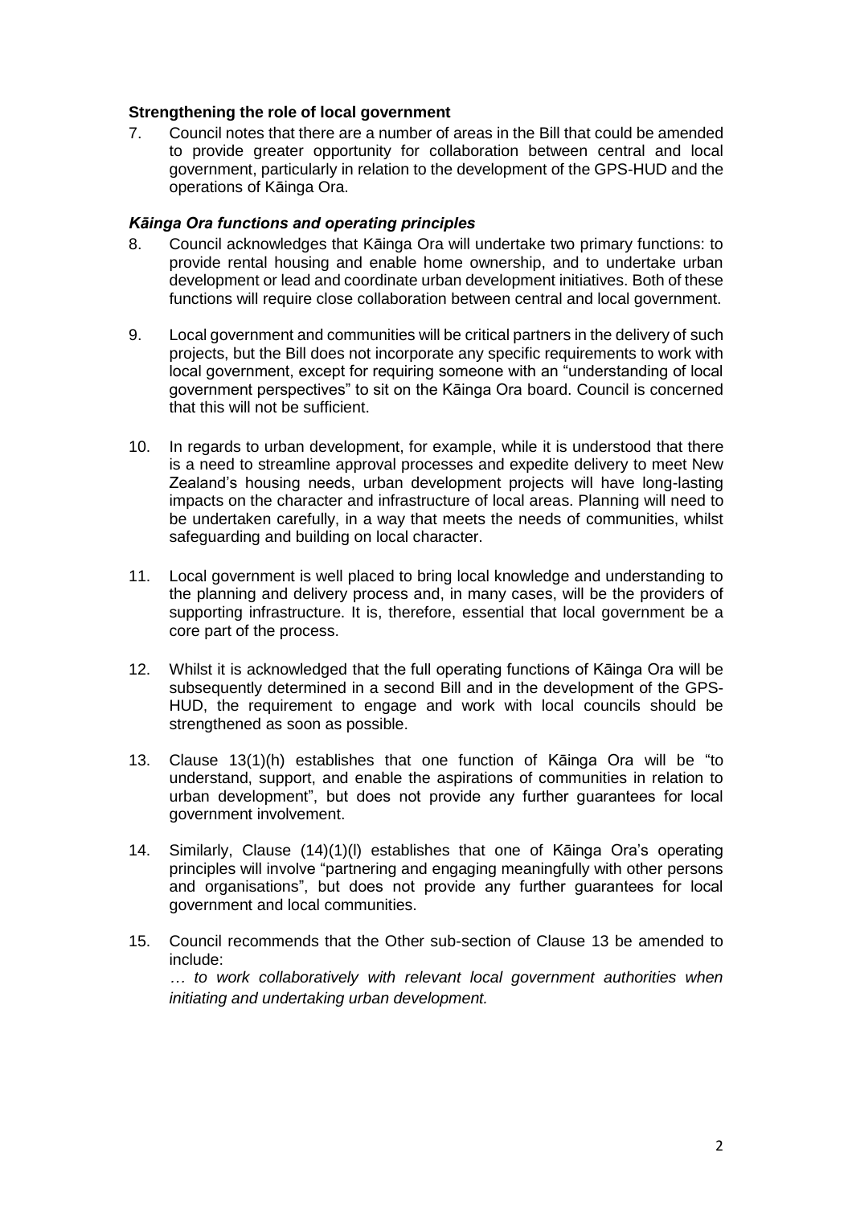## Strengthening the role of local government

7. Council notes that there are a number of areas in the Bill that could be amended to provide greater opportunity for collaboration between central and local government, particularly in relation to the development of the GPS-HUD and the operations of Kāinga Ora.

### *Kāinga Ora functions and operating principles*

8. Council acknowledges that Kāinga Ora will undertake two primary functions: to provide rental housing and enable home ownership, and to undertake urban development or lead and coordinate urban development initiatives. Both of these functions will require close collaboration between central and local government.

9. Local government and communities will be critical partners in the delivery of such projects, but the Bill does not incorporate any specific requirements to work with local government, except for requiring someone with an "understanding of local government perspectives" to sit on the Kāinga Ora board. Council is concerned that this will not be sufficient.

10. In regards to urban development, for example, while it is understood that there is a need to streamline approval processes and expedite delivery to meet New Zealand's housing needs, urban development projects will have long-lasting impacts on the character and infrastructure of local areas. Planning will need to be undertaken carefully, in a way that meets the needs of communities, whilst safeguarding and building on local character.

11. Local government is well placed to bring local knowledge and understanding to the planning and delivery process and, in many cases, will be the providers of supporting infrastructure. It is, therefore, essential that local government be a core part of the process.

12. Whilst it is acknowledged that the full operating functions of Kāinga Ora will be subsequently determined in a second Bill and in the development of the GPS-HUD, the requirement to engage and work with local councils should be strengthened as soon as possible.

13. Clause 13(1)(h) establishes that one function of Kāinga Ora will be "to understand, support, and enable the aspirations of communities in relation to urban development", but does not provide any further guarantees for local government involvement.

14. Similarly, Clause (14)(1)(l) establishes that one of Kāinga Ora's operating principles will involve "partnering and engaging meaningfully with other persons and organisations", but does not provide any further guarantees for local government and local communities.

15. Council recommends that the Other sub-section of Clause 13 be amended to include:
*… to work collaboratively with relevant local government authorities when initiating and undertaking urban development.*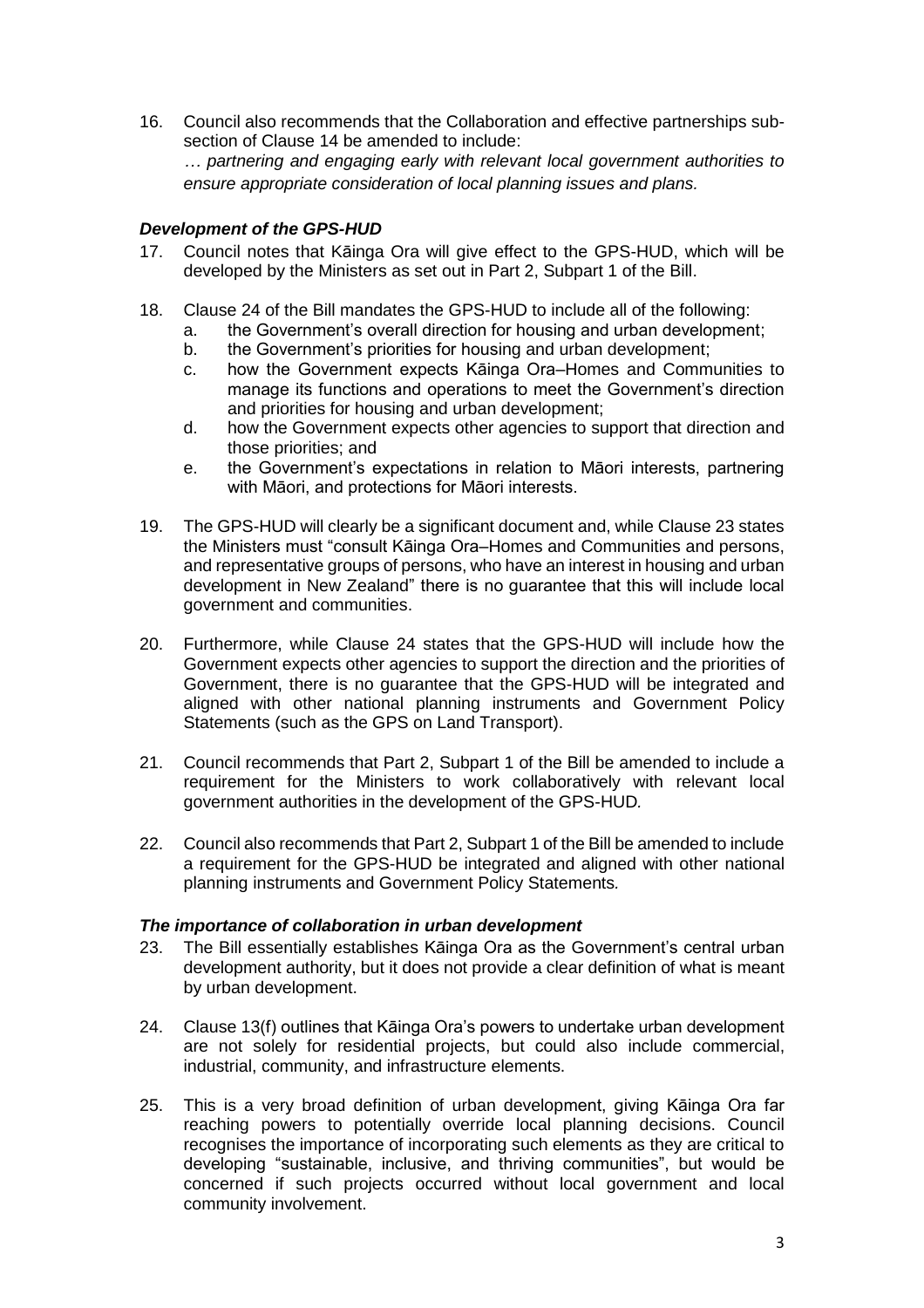16. Council also recommends that the Collaboration and effective partnerships sub-section of Clause 14 be amended to include:

    *… partnering and engaging early with relevant local government authorities to ensure appropriate consideration of local planning issues and plans.*

### *Development of the GPS-HUD*

17. Council notes that Kāinga Ora will give effect to the GPS-HUD, which will be developed by the Ministers as set out in Part 2, Subpart 1 of the Bill.

18. Clause 24 of the Bill mandates the GPS-HUD to include all of the following:
    a. the Government's overall direction for housing and urban development;
    b. the Government's priorities for housing and urban development;
    c. how the Government expects Kāinga Ora–Homes and Communities to manage its functions and operations to meet the Government's direction and priorities for housing and urban development;
    d. how the Government expects other agencies to support that direction and those priorities; and
    e. the Government's expectations in relation to Māori interests, partnering with Māori, and protections for Māori interests.

19. The GPS-HUD will clearly be a significant document and, while Clause 23 states the Ministers must "consult Kāinga Ora–Homes and Communities and persons, and representative groups of persons, who have an interest in housing and urban development in New Zealand" there is no guarantee that this will include local government and communities.

20. Furthermore, while Clause 24 states that the GPS-HUD will include how the Government expects other agencies to support the direction and the priorities of Government, there is no guarantee that the GPS-HUD will be integrated and aligned with other national planning instruments and Government Policy Statements (such as the GPS on Land Transport).

21. Council recommends that Part 2, Subpart 1 of the Bill be amended to include a requirement for the Ministers to work collaboratively with relevant local government authorities in the development of the GPS-HUD*.*

22. Council also recommends that Part 2, Subpart 1 of the Bill be amended to include a requirement for the GPS-HUD be integrated and aligned with other national planning instruments and Government Policy Statements*.*

### *The importance of collaboration in urban development*

23. The Bill essentially establishes Kāinga Ora as the Government's central urban development authority, but it does not provide a clear definition of what is meant by urban development.

24. Clause 13(f) outlines that Kāinga Ora's powers to undertake urban development are not solely for residential projects, but could also include commercial, industrial, community, and infrastructure elements.

25. This is a very broad definition of urban development, giving Kāinga Ora far reaching powers to potentially override local planning decisions. Council recognises the importance of incorporating such elements as they are critical to developing "sustainable, inclusive, and thriving communities", but would be concerned if such projects occurred without local government and local community involvement.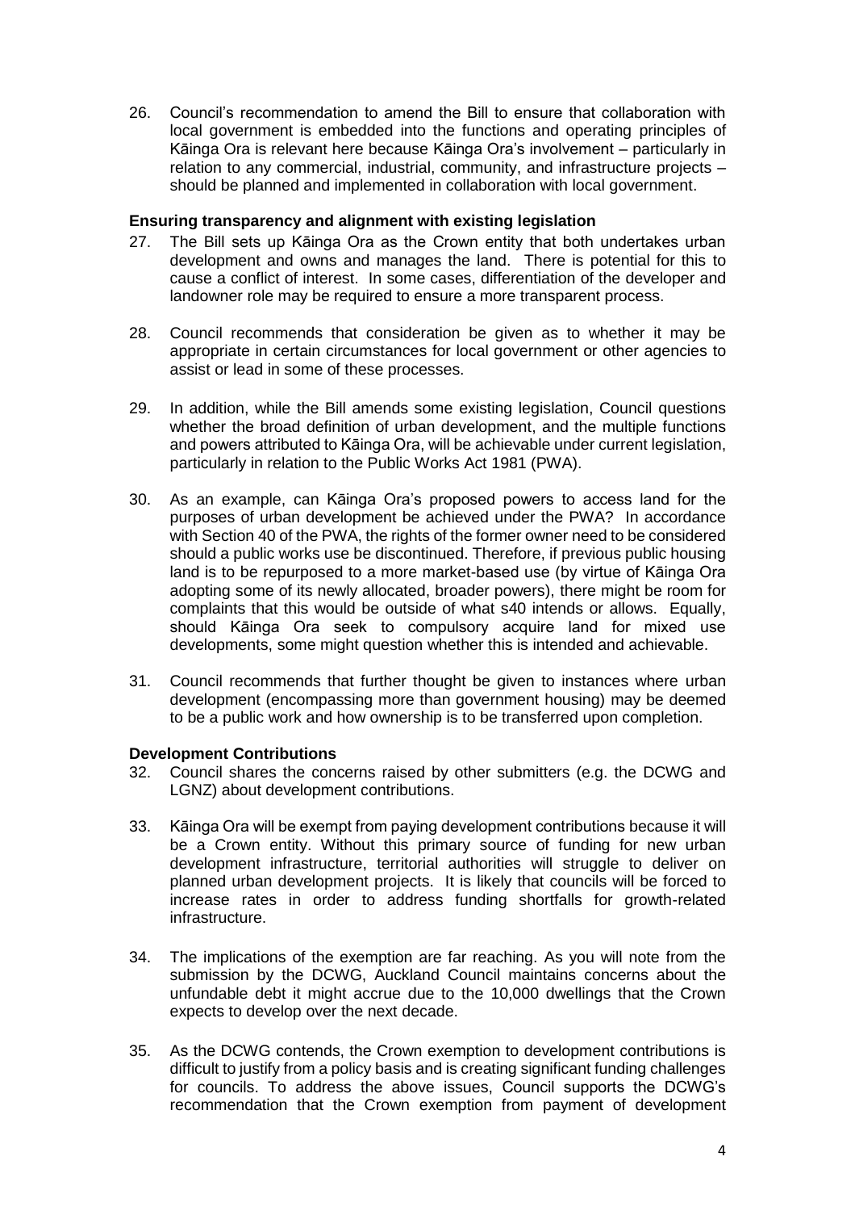26. Council's recommendation to amend the Bill to ensure that collaboration with local government is embedded into the functions and operating principles of Kāinga Ora is relevant here because Kāinga Ora's involvement – particularly in relation to any commercial, industrial, community, and infrastructure projects – should be planned and implemented in collaboration with local government.

**Ensuring transparency and alignment with existing legislation**

27. The Bill sets up Kāinga Ora as the Crown entity that both undertakes urban development and owns and manages the land. There is potential for this to cause a conflict of interest. In some cases, differentiation of the developer and landowner role may be required to ensure a more transparent process.

28. Council recommends that consideration be given as to whether it may be appropriate in certain circumstances for local government or other agencies to assist or lead in some of these processes.

29. In addition, while the Bill amends some existing legislation, Council questions whether the broad definition of urban development, and the multiple functions and powers attributed to Kāinga Ora, will be achievable under current legislation, particularly in relation to the Public Works Act 1981 (PWA).

30. As an example, can Kāinga Ora's proposed powers to access land for the purposes of urban development be achieved under the PWA? In accordance with Section 40 of the PWA, the rights of the former owner need to be considered should a public works use be discontinued. Therefore, if previous public housing land is to be repurposed to a more market-based use (by virtue of Kāinga Ora adopting some of its newly allocated, broader powers), there might be room for complaints that this would be outside of what s40 intends or allows. Equally, should Kāinga Ora seek to compulsory acquire land for mixed use developments, some might question whether this is intended and achievable.

31. Council recommends that further thought be given to instances where urban development (encompassing more than government housing) may be deemed to be a public work and how ownership is to be transferred upon completion.

**Development Contributions**

32. Council shares the concerns raised by other submitters (e.g. the DCWG and LGNZ) about development contributions.

33. Kāinga Ora will be exempt from paying development contributions because it will be a Crown entity. Without this primary source of funding for new urban development infrastructure, territorial authorities will struggle to deliver on planned urban development projects. It is likely that councils will be forced to increase rates in order to address funding shortfalls for growth-related infrastructure.

34. The implications of the exemption are far reaching. As you will note from the submission by the DCWG, Auckland Council maintains concerns about the unfundable debt it might accrue due to the 10,000 dwellings that the Crown expects to develop over the next decade.

35. As the DCWG contends, the Crown exemption to development contributions is difficult to justify from a policy basis and is creating significant funding challenges for councils. To address the above issues, Council supports the DCWG's recommendation that the Crown exemption from payment of development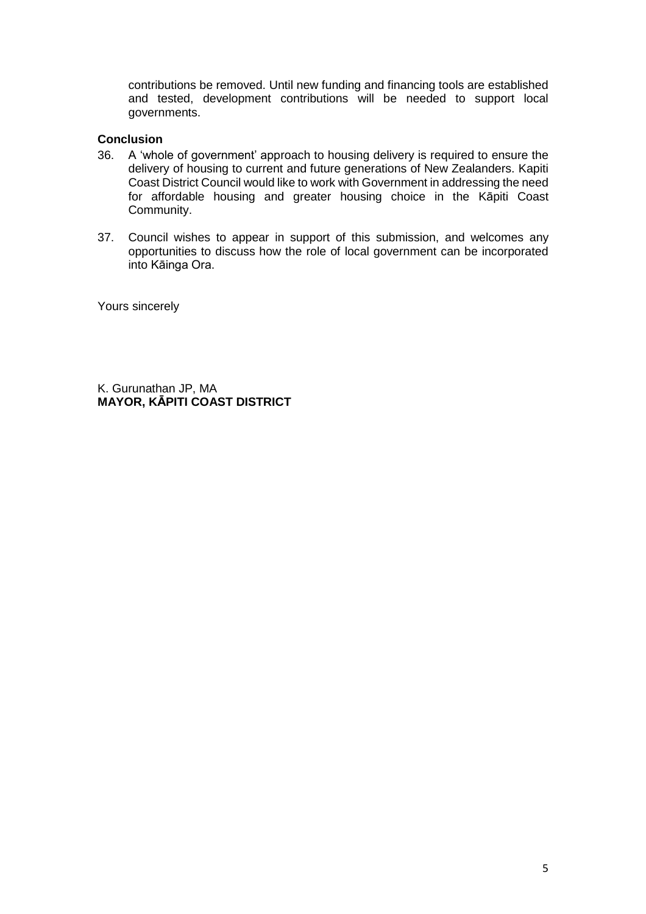contributions be removed. Until new funding and financing tools are established and tested, development contributions will be needed to support local governments.

**Conclusion**

36. A 'whole of government' approach to housing delivery is required to ensure the delivery of housing to current and future generations of New Zealanders. Kapiti Coast District Council would like to work with Government in addressing the need for affordable housing and greater housing choice in the Kāpiti Coast Community.

37. Council wishes to appear in support of this submission, and welcomes any opportunities to discuss how the role of local government can be incorporated into Kāinga Ora.

Yours sincerely

K. Gurunathan JP, MA
**MAYOR, KĀPITI COAST DISTRICT**